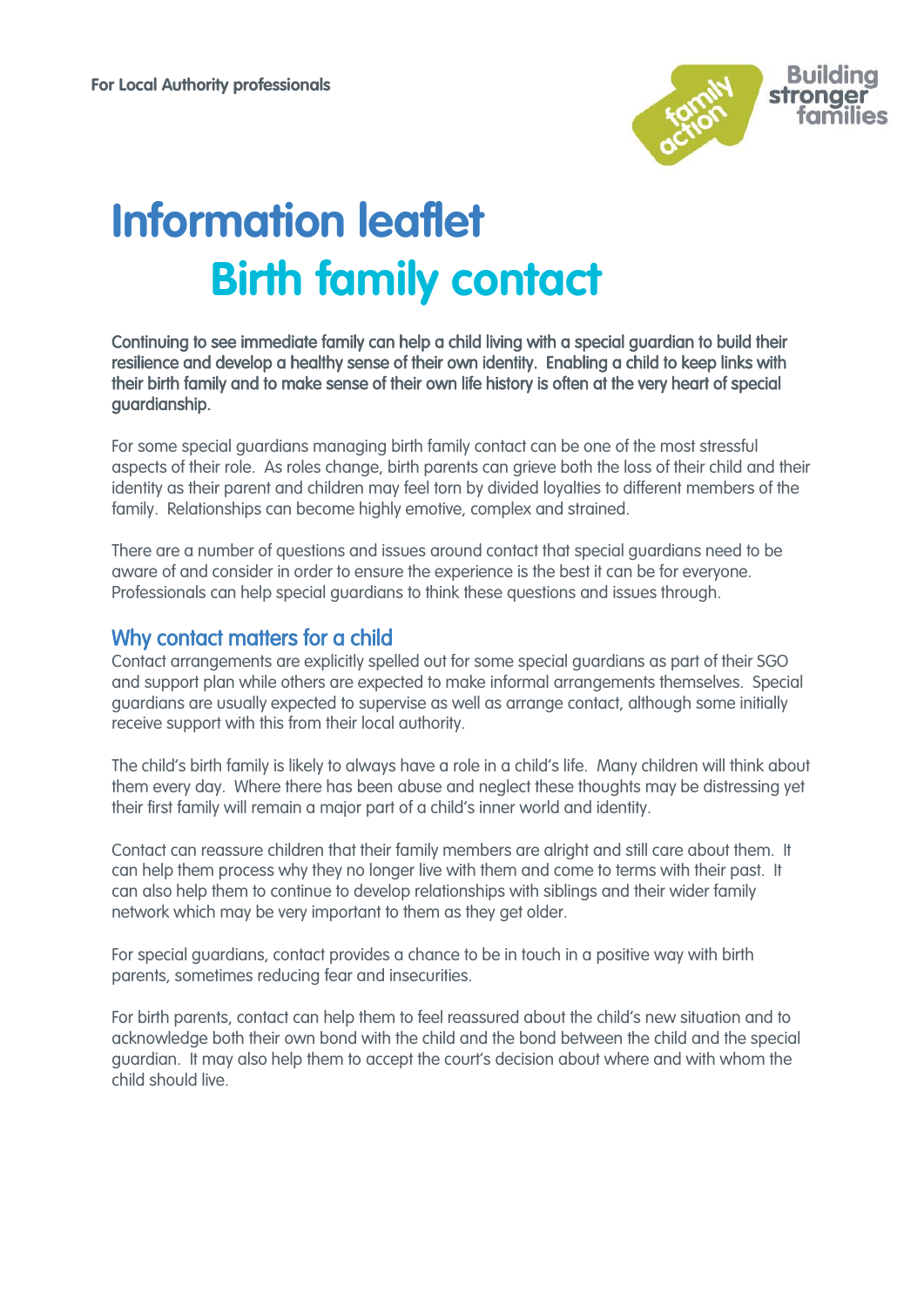For Local Authority professionals

# Information leaflet
# Birth family contact

**Continuing to see immediate family can help a child living with a special guardian to build their resilience and develop a healthy sense of their own identity. Enabling a child to keep links with their birth family and to make sense of their own life history is often at the very heart of special guardianship.**

For some special guardians managing birth family contact can be one of the most stressful aspects of their role. As roles change, birth parents can grieve both the loss of their child and their identity as their parent and children may feel torn by divided loyalties to different members of the family. Relationships can become highly emotive, complex and strained.

There are a number of questions and issues around contact that special guardians need to be aware of and consider in order to ensure the experience is the best it can be for everyone. Professionals can help special guardians to think these questions and issues through.

## Why contact matters for a child

Contact arrangements are explicitly spelled out for some special guardians as part of their SGO and support plan while others are expected to make informal arrangements themselves. Special guardians are usually expected to supervise as well as arrange contact, although some initially receive support with this from their local authority.

The child's birth family is likely to always have a role in a child's life. Many children will think about them every day. Where there has been abuse and neglect these thoughts may be distressing yet their first family will remain a major part of a child's inner world and identity.

Contact can reassure children that their family members are alright and still care about them. It can help them process why they no longer live with them and come to terms with their past. It can also help them to continue to develop relationships with siblings and their wider family network which may be very important to them as they get older.

For special guardians, contact provides a chance to be in touch in a positive way with birth parents, sometimes reducing fear and insecurities.

For birth parents, contact can help them to feel reassured about the child's new situation and to acknowledge both their own bond with the child and the bond between the child and the special guardian. It may also help them to accept the court's decision about where and with whom the child should live.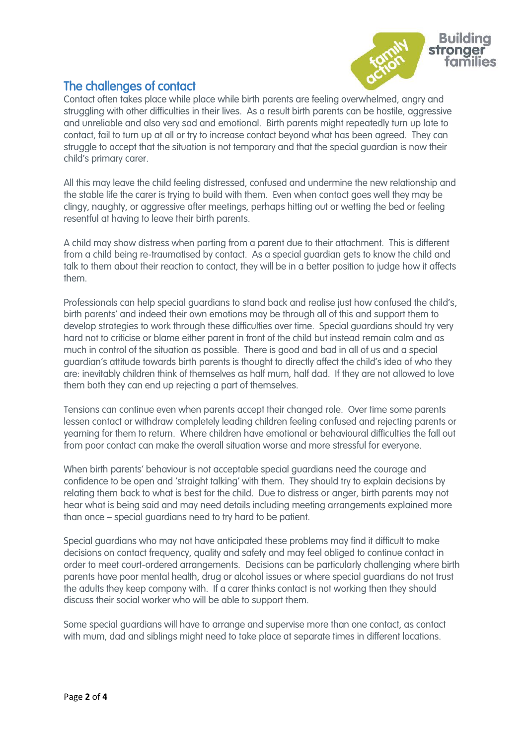## The challenges of contact

Contact often takes place while place while birth parents are feeling overwhelmed, angry and struggling with other difficulties in their lives. As a result birth parents can be hostile, aggressive and unreliable and also very sad and emotional. Birth parents might repeatedly turn up late to contact, fail to turn up at all or try to increase contact beyond what has been agreed. They can struggle to accept that the situation is not temporary and that the special guardian is now their child's primary carer.

All this may leave the child feeling distressed, confused and undermine the new relationship and the stable life the carer is trying to build with them. Even when contact goes well they may be clingy, naughty, or aggressive after meetings, perhaps hitting out or wetting the bed or feeling resentful at having to leave their birth parents.

A child may show distress when parting from a parent due to their attachment. This is different from a child being re-traumatised by contact. As a special guardian gets to know the child and talk to them about their reaction to contact, they will be in a better position to judge how it affects them.

Professionals can help special guardians to stand back and realise just how confused the child's, birth parents' and indeed their own emotions may be through all of this and support them to develop strategies to work through these difficulties over time. Special guardians should try very hard not to criticise or blame either parent in front of the child but instead remain calm and as much in control of the situation as possible. There is good and bad in all of us and a special guardian's attitude towards birth parents is thought to directly affect the child's idea of who they are: inevitably children think of themselves as half mum, half dad. If they are not allowed to love them both they can end up rejecting a part of themselves.

Tensions can continue even when parents accept their changed role. Over time some parents lessen contact or withdraw completely leading children feeling confused and rejecting parents or yearning for them to return. Where children have emotional or behavioural difficulties the fall out from poor contact can make the overall situation worse and more stressful for everyone.

When birth parents' behaviour is not acceptable special guardians need the courage and confidence to be open and 'straight talking' with them. They should try to explain decisions by relating them back to what is best for the child. Due to distress or anger, birth parents may not hear what is being said and may need details including meeting arrangements explained more than once – special guardians need to try hard to be patient.

Special guardians who may not have anticipated these problems may find it difficult to make decisions on contact frequency, quality and safety and may feel obliged to continue contact in order to meet court-ordered arrangements. Decisions can be particularly challenging where birth parents have poor mental health, drug or alcohol issues or where special guardians do not trust the adults they keep company with. If a carer thinks contact is not working then they should discuss their social worker who will be able to support them.

Some special guardians will have to arrange and supervise more than one contact, as contact with mum, dad and siblings might need to take place at separate times in different locations.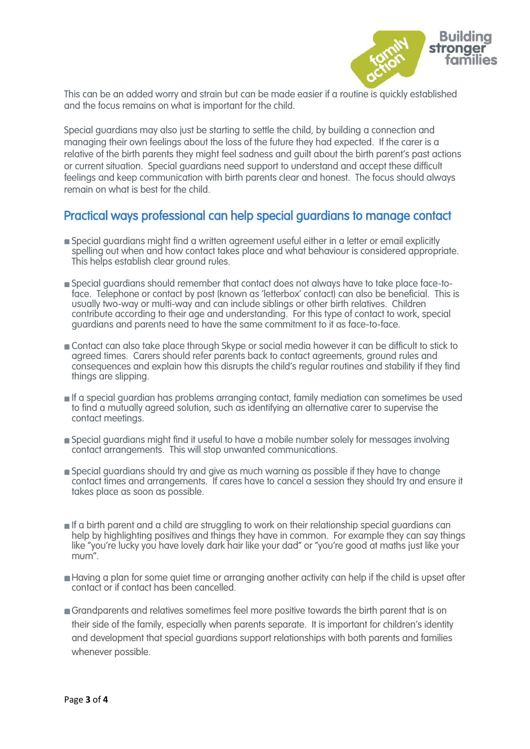This can be an added worry and strain but can be made easier if a routine is quickly established and the focus remains on what is important for the child.

Special guardians may also just be starting to settle the child, by building a connection and managing their own feelings about the loss of the future they had expected. If the carer is a relative of the birth parents they might feel sadness and guilt about the birth parent's past actions or current situation. Special guardians need support to understand and accept these difficult feelings and keep communication with birth parents clear and honest. The focus should always remain on what is best for the child.

## Practical ways professional can help special guardians to manage contact

- Special guardians might find a written agreement useful either in a letter or email explicitly spelling out when and how contact takes place and what behaviour is considered appropriate. This helps establish clear ground rules.
- Special guardians should remember that contact does not always have to take place face-to-face. Telephone or contact by post (known as 'letterbox' contact) can also be beneficial. This is usually two-way or multi-way and can include siblings or other birth relatives. Children contribute according to their age and understanding. For this type of contact to work, special guardians and parents need to have the same commitment to it as face-to-face.
- Contact can also take place through Skype or social media however it can be difficult to stick to agreed times. Carers should refer parents back to contact agreements, ground rules and consequences and explain how this disrupts the child's regular routines and stability if they find things are slipping.
- If a special guardian has problems arranging contact, family mediation can sometimes be used to find a mutually agreed solution, such as identifying an alternative carer to supervise the contact meetings.
- Special guardians might find it useful to have a mobile number solely for messages involving contact arrangements. This will stop unwanted communications.
- Special guardians should try and give as much warning as possible if they have to change contact times and arrangements. If cares have to cancel a session they should try and ensure it takes place as soon as possible.
- If a birth parent and a child are struggling to work on their relationship special guardians can help by highlighting positives and things they have in common. For example they can say things like "you're lucky you have lovely dark hair like your dad" or "you're good at maths just like your mum".
- Having a plan for some quiet time or arranging another activity can help if the child is upset after contact or if contact has been cancelled.
- Grandparents and relatives sometimes feel more positive towards the birth parent that is on their side of the family, especially when parents separate. It is important for children's identity and development that special guardians support relationships with both parents and families whenever possible.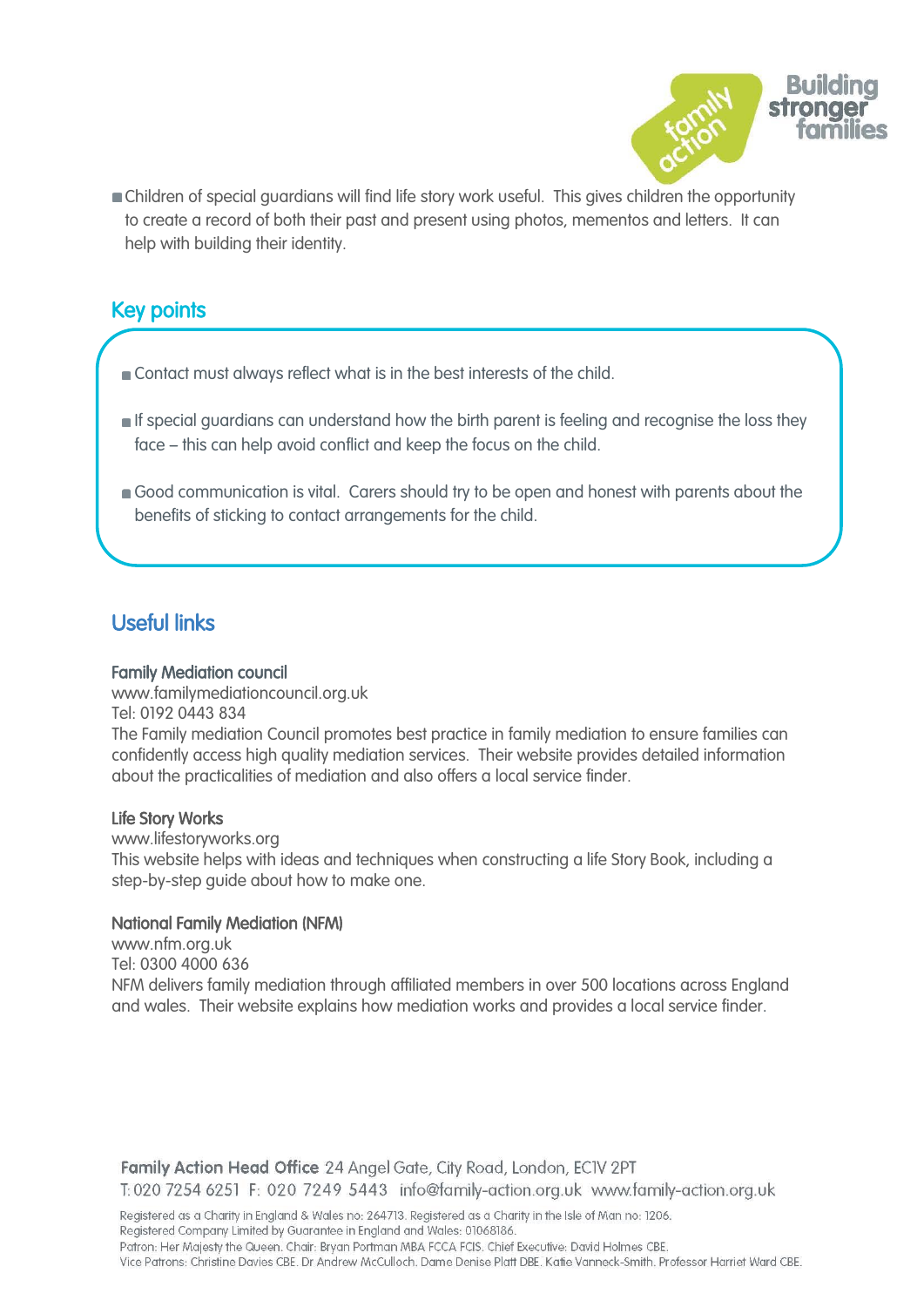- Children of special guardians will find life story work useful. This gives children the opportunity to create a record of both their past and present using photos, mementos and letters. It can help with building their identity.

## Key points

- Contact must always reflect what is in the best interests of the child.
- If special guardians can understand how the birth parent is feeling and recognise the loss they face – this can help avoid conflict and keep the focus on the child.
- Good communication is vital. Carers should try to be open and honest with parents about the benefits of sticking to contact arrangements for the child.

## Useful links

**Family Mediation council**
www.familymediationcouncil.org.uk
Tel: 0192 0443 834
The Family mediation Council promotes best practice in family mediation to ensure families can confidently access high quality mediation services. Their website provides detailed information about the practicalities of mediation and also offers a local service finder.

**Life Story Works**
www.lifestoryworks.org
This website helps with ideas and techniques when constructing a life Story Book, including a step-by-step guide about how to make one.

**National Family Mediation (NFM)**
www.nfm.org.uk
Tel: 0300 4000 636
NFM delivers family mediation through affiliated members in over 500 locations across England and wales. Their website explains how mediation works and provides a local service finder.

**Family Action Head Office** 24 Angel Gate, City Road, London, EC1V 2PT
T: 020 7254 6251 F: 020 7249 5443 info@family-action.org.uk www.family-action.org.uk

Registered as a Charity in England & Wales no: 264713. Registered as a Charity in the Isle of Man no: 1206.
Registered Company Limited by Guarantee in England and Wales: 01068186.
Patron: Her Majesty the Queen. Chair: Bryan Portman MBA FCCA FCIS. Chief Executive: David Holmes CBE.
Vice Patrons: Christine Davies CBE. Dr Andrew McCulloch. Dame Denise Platt DBE. Katie Vanneck-Smith. Professor Harriet Ward CBE.